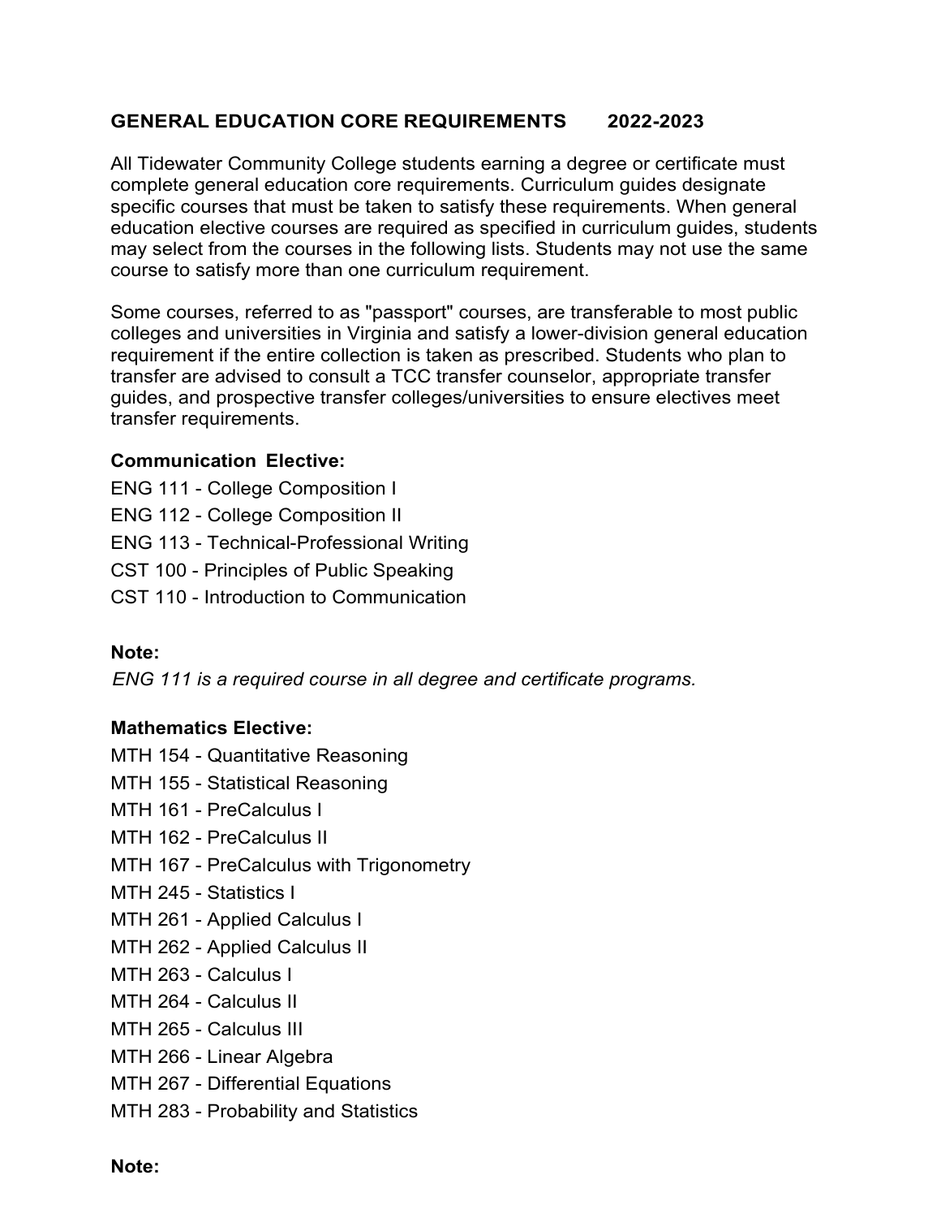# GENERAL EDUCATION CORE REQUIREMENTS 2022-2023

All Tidewater Community College students earning a degree or certificate must complete general education core requirements. Curriculum guides designate specific courses that must be taken to satisfy these requirements. When general education elective courses are required as specified in curriculum guides, students may select from the courses in the following lists. Students may not use the same course to satisfy more than one curriculum requirement.

Some courses, referred to as "passport" courses, are transferable to most public colleges and universities in Virginia and satisfy a lower-division general education requirement if the entire collection is taken as prescribed. Students who plan to transfer are advised to consult a TCC transfer counselor, appropriate transfer guides, and prospective transfer colleges/universities to ensure electives meet transfer requirements.

**Communication Elective:**

ENG 111 - College Composition I
ENG 112 - College Composition II
ENG 113 - Technical-Professional Writing
CST 100 - Principles of Public Speaking
CST 110 - Introduction to Communication

**Note:**

*ENG 111 is a required course in all degree and certificate programs.*

**Mathematics Elective:**

MTH 154 - Quantitative Reasoning
MTH 155 - Statistical Reasoning
MTH 161 - PreCalculus I
MTH 162 - PreCalculus II
MTH 167 - PreCalculus with Trigonometry
MTH 245 - Statistics I
MTH 261 - Applied Calculus I
MTH 262 - Applied Calculus II
MTH 263 - Calculus I
MTH 264 - Calculus II
MTH 265 - Calculus III
MTH 266 - Linear Algebra
MTH 267 - Differential Equations
MTH 283 - Probability and Statistics

**Note:**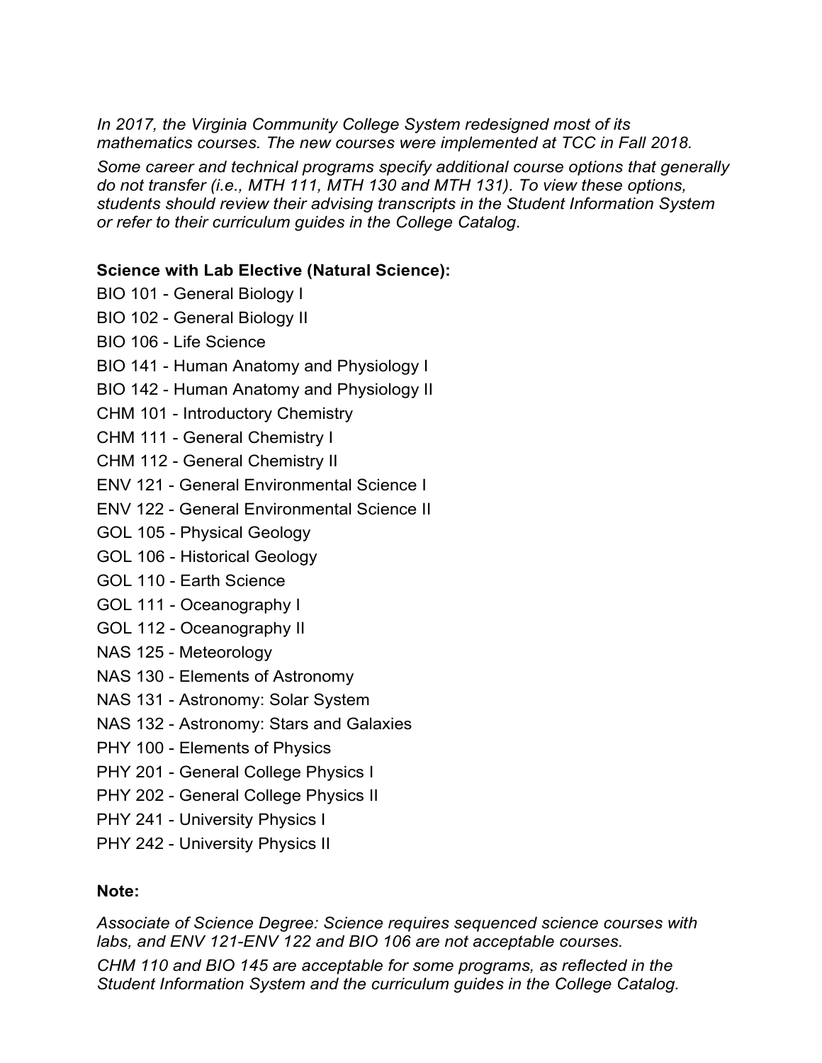*In 2017, the Virginia Community College System redesigned most of its mathematics courses. The new courses were implemented at TCC in Fall 2018.*

*Some career and technical programs specify additional course options that generally do not transfer (i.e., MTH 111, MTH 130 and MTH 131). To view these options, students should review their advising transcripts in the Student Information System or refer to their curriculum guides in the College Catalog.*

**Science with Lab Elective (Natural Science):**

BIO 101 - General Biology I

BIO 102 - General Biology II

BIO 106 - Life Science

BIO 141 - Human Anatomy and Physiology I

BIO 142 - Human Anatomy and Physiology II

CHM 101 - Introductory Chemistry

CHM 111 - General Chemistry I

CHM 112 - General Chemistry II

ENV 121 - General Environmental Science I

ENV 122 - General Environmental Science II

GOL 105 - Physical Geology

GOL 106 - Historical Geology

GOL 110 - Earth Science

GOL 111 - Oceanography I

GOL 112 - Oceanography II

NAS 125 - Meteorology

NAS 130 - Elements of Astronomy

NAS 131 - Astronomy: Solar System

NAS 132 - Astronomy: Stars and Galaxies

PHY 100 - Elements of Physics

PHY 201 - General College Physics I

PHY 202 - General College Physics II

PHY 241 - University Physics I

PHY 242 - University Physics II

**Note:**

*Associate of Science Degree: Science requires sequenced science courses with labs, and ENV 121-ENV 122 and BIO 106 are not acceptable courses.*

*CHM 110 and BIO 145 are acceptable for some programs, as reflected in the Student Information System and the curriculum guides in the College Catalog.*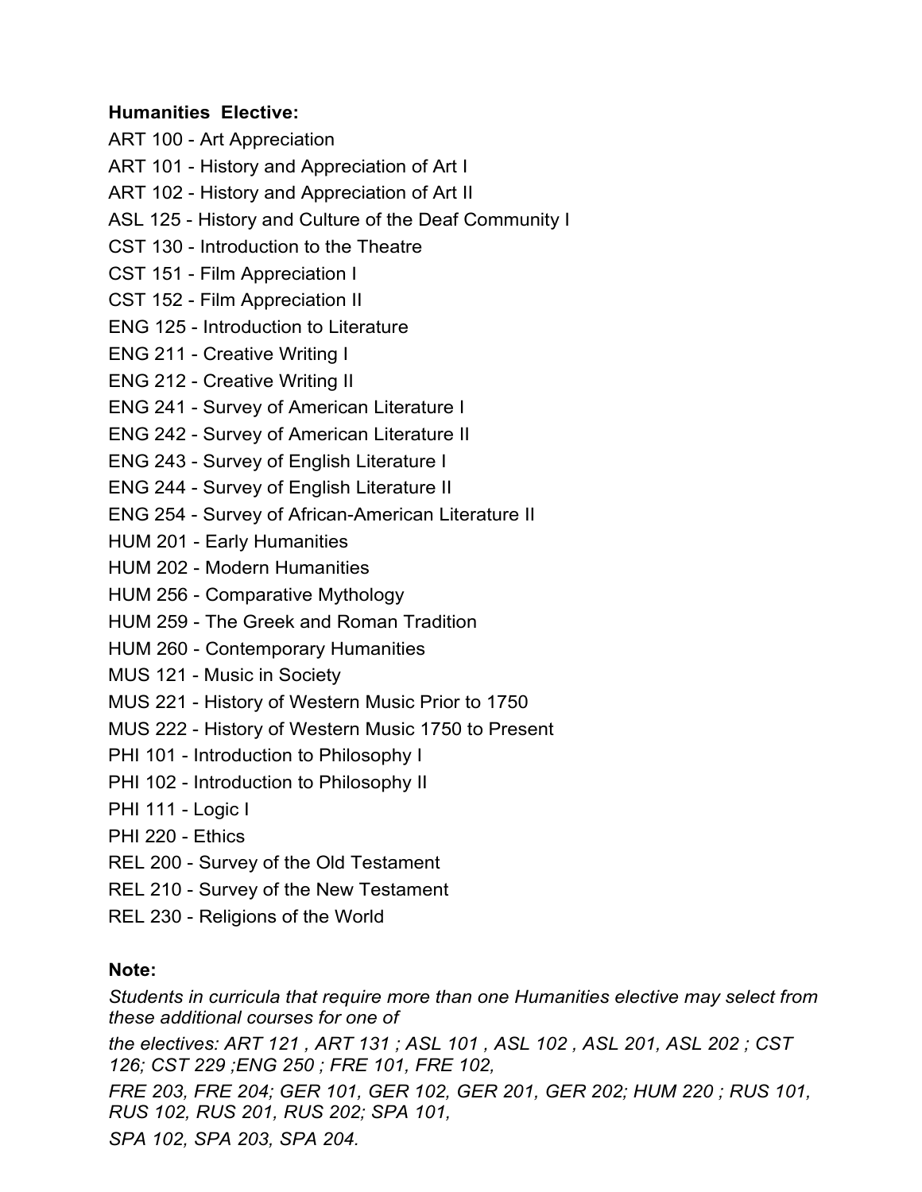**Humanities Elective:**

ART 100 - Art Appreciation

ART 101 - History and Appreciation of Art I

ART 102 - History and Appreciation of Art II

ASL 125 - History and Culture of the Deaf Community I

CST 130 - Introduction to the Theatre

CST 151 - Film Appreciation I

CST 152 - Film Appreciation II

ENG 125 - Introduction to Literature

ENG 211 - Creative Writing I

ENG 212 - Creative Writing II

ENG 241 - Survey of American Literature I

ENG 242 - Survey of American Literature II

ENG 243 - Survey of English Literature I

ENG 244 - Survey of English Literature II

ENG 254 - Survey of African-American Literature II

HUM 201 - Early Humanities

HUM 202 - Modern Humanities

HUM 256 - Comparative Mythology

HUM 259 - The Greek and Roman Tradition

HUM 260 - Contemporary Humanities

MUS 121 - Music in Society

MUS 221 - History of Western Music Prior to 1750

MUS 222 - History of Western Music 1750 to Present

PHI 101 - Introduction to Philosophy I

PHI 102 - Introduction to Philosophy II

PHI 111 - Logic I

PHI 220 - Ethics

REL 200 - Survey of the Old Testament

REL 210 - Survey of the New Testament

REL 230 - Religions of the World

**Note:**

*Students in curricula that require more than one Humanities elective may select from these additional courses for one of the electives: ART 121 , ART 131 ; ASL 101 , ASL 102 , ASL 201, ASL 202 ; CST 126; CST 229 ;ENG 250 ; FRE 101, FRE 102, FRE 203, FRE 204; GER 101, GER 102, GER 201, GER 202; HUM 220 ; RUS 101, RUS 102, RUS 201, RUS 202; SPA 101, SPA 102, SPA 203, SPA 204.*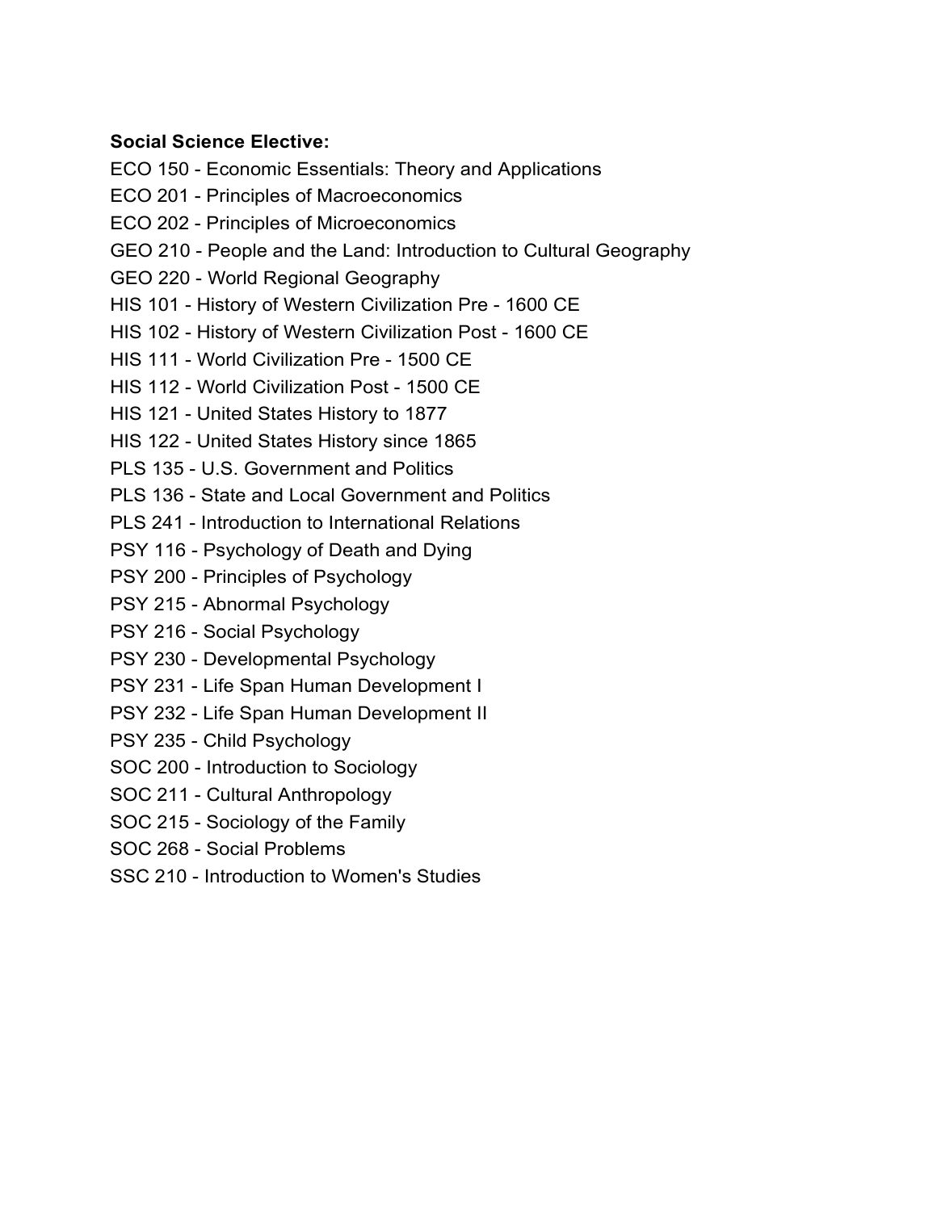**Social Science Elective:**

ECO 150 - Economic Essentials: Theory and Applications
ECO 201 - Principles of Macroeconomics
ECO 202 - Principles of Microeconomics
GEO 210 - People and the Land: Introduction to Cultural Geography
GEO 220 - World Regional Geography
HIS 101 - History of Western Civilization Pre - 1600 CE
HIS 102 - History of Western Civilization Post - 1600 CE
HIS 111 - World Civilization Pre - 1500 CE
HIS 112 - World Civilization Post - 1500 CE
HIS 121 - United States History to 1877
HIS 122 - United States History since 1865
PLS 135 - U.S. Government and Politics
PLS 136 - State and Local Government and Politics
PLS 241 - Introduction to International Relations
PSY 116 - Psychology of Death and Dying
PSY 200 - Principles of Psychology
PSY 215 - Abnormal Psychology
PSY 216 - Social Psychology
PSY 230 - Developmental Psychology
PSY 231 - Life Span Human Development I
PSY 232 - Life Span Human Development II
PSY 235 - Child Psychology
SOC 200 - Introduction to Sociology
SOC 211 - Cultural Anthropology
SOC 215 - Sociology of the Family
SOC 268 - Social Problems
SSC 210 - Introduction to Women's Studies